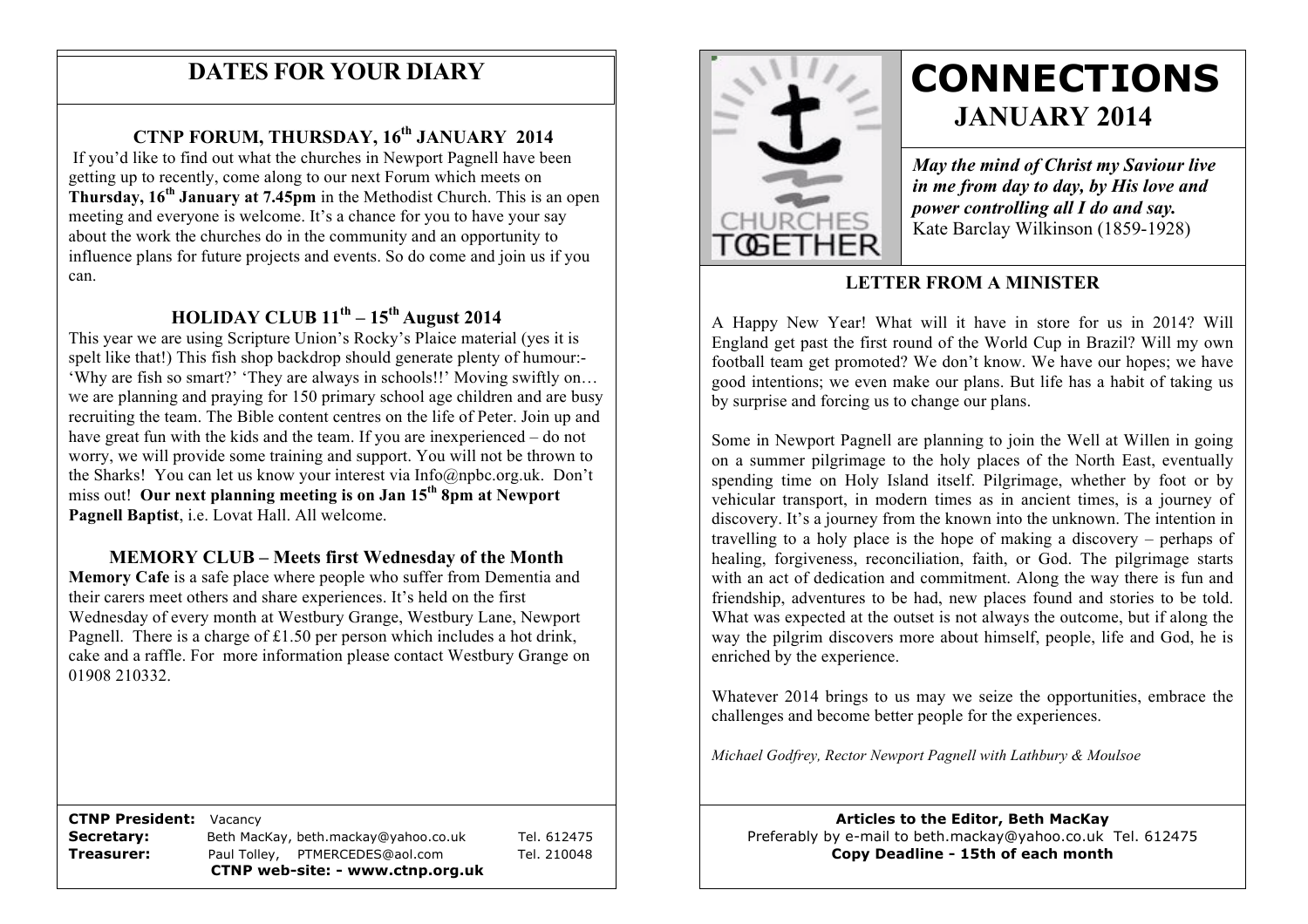# CONNECTIONS

## JANUARY 2014

***May the mind of Christ my Saviour live in me from day to day, by His love and power controlling all I do and say.***
Kate Barclay Wilkinson (1859-1928)

CHURCHES TOGETHER

### LETTER FROM A MINISTER

A Happy New Year! What will it have in store for us in 2014? Will England get past the first round of the World Cup in Brazil? Will my own football team get promoted? We don't know. We have our hopes; we have good intentions; we even make our plans. But life has a habit of taking us by surprise and forcing us to change our plans.

Some in Newport Pagnell are planning to join the Well at Willen in going on a summer pilgrimage to the holy places of the North East, eventually spending time on Holy Island itself. Pilgrimage, whether by foot or by vehicular transport, in modern times as in ancient times, is a journey of discovery. It's a journey from the known into the unknown. The intention in travelling to a holy place is the hope of making a discovery – perhaps of healing, forgiveness, reconciliation, faith, or God. The pilgrimage starts with an act of dedication and commitment. Along the way there is fun and friendship, adventures to be had, new places found and stories to be told. What was expected at the outset is not always the outcome, but if along the way the pilgrim discovers more about himself, people, life and God, he is enriched by the experience.

Whatever 2014 brings to us may we seize the opportunities, embrace the challenges and become better people for the experiences.

*Michael Godfrey, Rector Newport Pagnell with Lathbury & Moulsoe*

**Articles to the Editor, Beth MacKay**
Preferably by e-mail to beth.mackay@yahoo.co.uk Tel. 612475
**Copy Deadline - 15th of each month**

## DATES FOR YOUR DIARY

### CTNP FORUM, THURSDAY, 16th JANUARY 2014

If you'd like to find out what the churches in Newport Pagnell have been getting up to recently, come along to our next Forum which meets on **Thursday, 16th January at 7.45pm** in the Methodist Church. This is an open meeting and everyone is welcome. It's a chance for you to have your say about the work the churches do in the community and an opportunity to influence plans for future projects and events. So do come and join us if you can.

### HOLIDAY CLUB 11th – 15th August 2014

This year we are using Scripture Union's Rocky's Plaice material (yes it is spelt like that!) This fish shop backdrop should generate plenty of humour:- 'Why are fish so smart?' 'They are always in schools!!' Moving swiftly on… we are planning and praying for 150 primary school age children and are busy recruiting the team. The Bible content centres on the life of Peter. Join up and have great fun with the kids and the team. If you are inexperienced – do not worry, we will provide some training and support. You will not be thrown to the Sharks! You can let us know your interest via Info@npbc.org.uk. Don't miss out! **Our next planning meeting is on Jan 15th 8pm at Newport Pagnell Baptist**, i.e. Lovat Hall. All welcome.

### MEMORY CLUB – Meets first Wednesday of the Month

**Memory Cafe** is a safe place where people who suffer from Dementia and their carers meet others and share experiences. It's held on the first Wednesday of every month at Westbury Grange, Westbury Lane, Newport Pagnell. There is a charge of £1.50 per person which includes a hot drink, cake and a raffle. For more information please contact Westbury Grange on 01908 210332.

| | | |
|---|---|---|
| **CTNP President:** | Vacancy | |
| **Secretary:** | Beth MacKay, beth.mackay@yahoo.co.uk | Tel. 612475 |
| **Treasurer:** | Paul Tolley, PTMERCEDES@aol.com | Tel. 210048 |

**CTNP web-site: - www.ctnp.org.uk**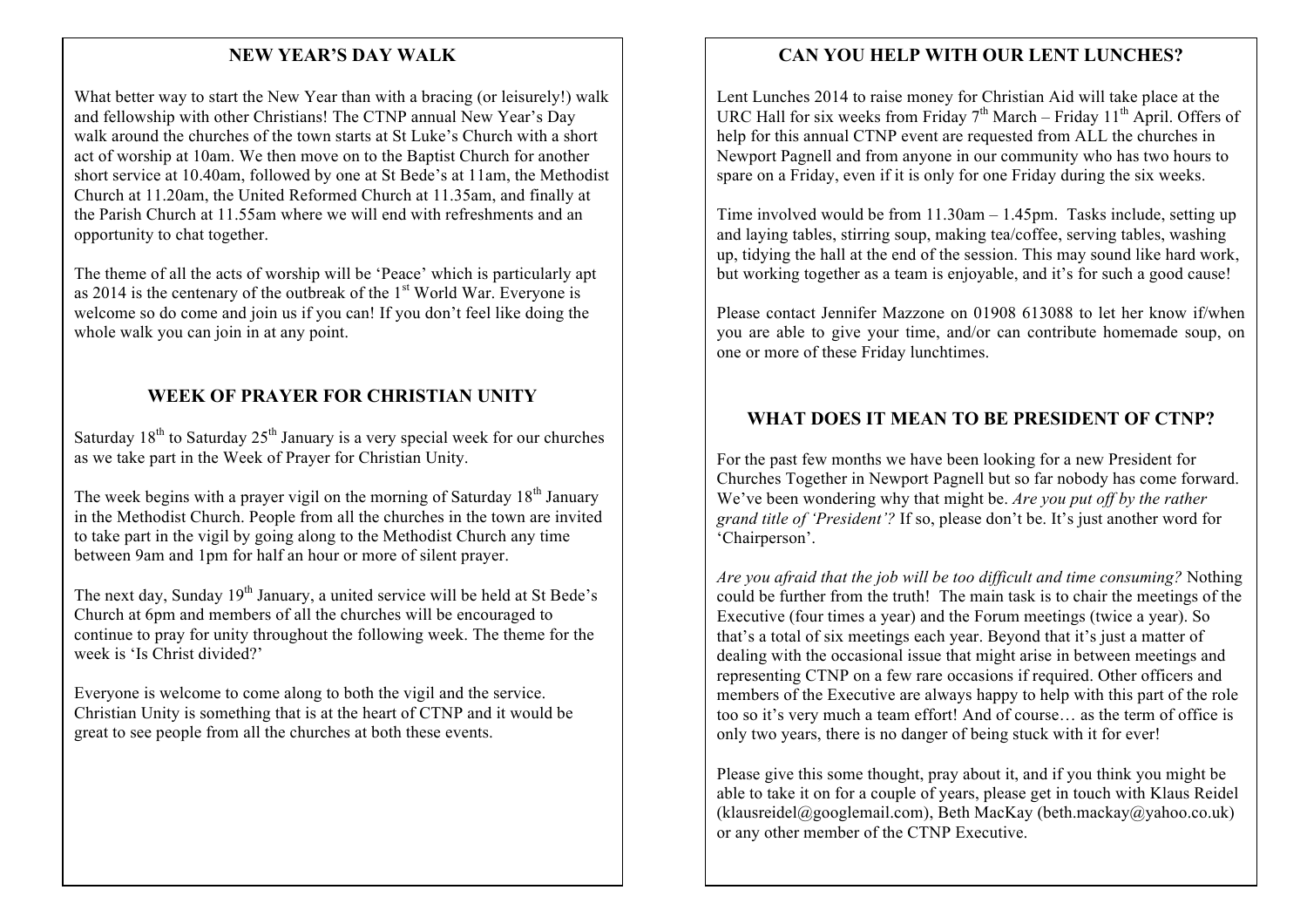## NEW YEAR'S DAY WALK

What better way to start the New Year than with a bracing (or leisurely!) walk and fellowship with other Christians! The CTNP annual New Year's Day walk around the churches of the town starts at St Luke's Church with a short act of worship at 10am. We then move on to the Baptist Church for another short service at 10.40am, followed by one at St Bede's at 11am, the Methodist Church at 11.20am, the United Reformed Church at 11.35am, and finally at the Parish Church at 11.55am where we will end with refreshments and an opportunity to chat together.

The theme of all the acts of worship will be 'Peace' which is particularly apt as 2014 is the centenary of the outbreak of the 1st World War. Everyone is welcome so do come and join us if you can! If you don't feel like doing the whole walk you can join in at any point.

## WEEK OF PRAYER FOR CHRISTIAN UNITY

Saturday 18th to Saturday 25th January is a very special week for our churches as we take part in the Week of Prayer for Christian Unity.

The week begins with a prayer vigil on the morning of Saturday 18th January in the Methodist Church. People from all the churches in the town are invited to take part in the vigil by going along to the Methodist Church any time between 9am and 1pm for half an hour or more of silent prayer.

The next day, Sunday 19th January, a united service will be held at St Bede's Church at 6pm and members of all the churches will be encouraged to continue to pray for unity throughout the following week. The theme for the week is 'Is Christ divided?'

Everyone is welcome to come along to both the vigil and the service. Christian Unity is something that is at the heart of CTNP and it would be great to see people from all the churches at both these events.

## CAN YOU HELP WITH OUR LENT LUNCHES?

Lent Lunches 2014 to raise money for Christian Aid will take place at the URC Hall for six weeks from Friday 7th March – Friday 11th April. Offers of help for this annual CTNP event are requested from ALL the churches in Newport Pagnell and from anyone in our community who has two hours to spare on a Friday, even if it is only for one Friday during the six weeks.

Time involved would be from 11.30am – 1.45pm. Tasks include, setting up and laying tables, stirring soup, making tea/coffee, serving tables, washing up, tidying the hall at the end of the session. This may sound like hard work, but working together as a team is enjoyable, and it's for such a good cause!

Please contact Jennifer Mazzone on 01908 613088 to let her know if/when you are able to give your time, and/or can contribute homemade soup, on one or more of these Friday lunchtimes.

## WHAT DOES IT MEAN TO BE PRESIDENT OF CTNP?

For the past few months we have been looking for a new President for Churches Together in Newport Pagnell but so far nobody has come forward. We've been wondering why that might be. *Are you put off by the rather grand title of 'President'?* If so, please don't be. It's just another word for 'Chairperson'.

*Are you afraid that the job will be too difficult and time consuming?* Nothing could be further from the truth! The main task is to chair the meetings of the Executive (four times a year) and the Forum meetings (twice a year). So that's a total of six meetings each year. Beyond that it's just a matter of dealing with the occasional issue that might arise in between meetings and representing CTNP on a few rare occasions if required. Other officers and members of the Executive are always happy to help with this part of the role too so it's very much a team effort! And of course… as the term of office is only two years, there is no danger of being stuck with it for ever!

Please give this some thought, pray about it, and if you think you might be able to take it on for a couple of years, please get in touch with Klaus Reidel (klausreidel@googlemail.com), Beth MacKay (beth.mackay@yahoo.co.uk) or any other member of the CTNP Executive.